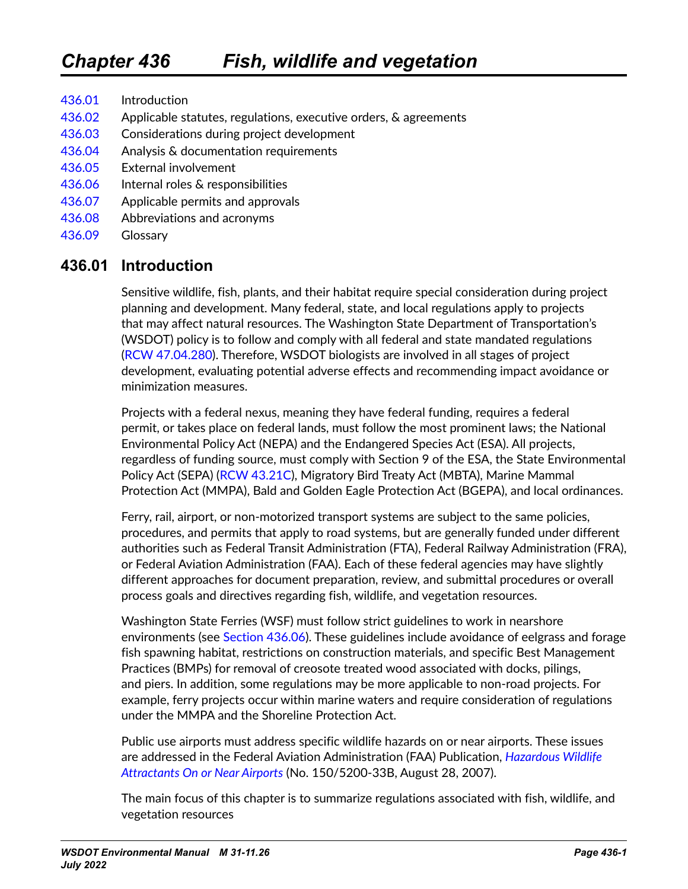# Chapter 436 Fish, wildlife and vegetation

436.01 Introduction
436.02 Applicable statutes, regulations, executive orders, & agreements
436.03 Considerations during project development
436.04 Analysis & documentation requirements
436.05 External involvement
436.06 Internal roles & responsibilities
436.07 Applicable permits and approvals
436.08 Abbreviations and acronyms
436.09 Glossary

## 436.01 Introduction

Sensitive wildlife, fish, plants, and their habitat require special consideration during project planning and development. Many federal, state, and local regulations apply to projects that may affect natural resources. The Washington State Department of Transportation's (WSDOT) policy is to follow and comply with all federal and state mandated regulations (RCW 47.04.280). Therefore, WSDOT biologists are involved in all stages of project development, evaluating potential adverse effects and recommending impact avoidance or minimization measures.

Projects with a federal nexus, meaning they have federal funding, requires a federal permit, or takes place on federal lands, must follow the most prominent laws; the National Environmental Policy Act (NEPA) and the Endangered Species Act (ESA). All projects, regardless of funding source, must comply with Section 9 of the ESA, the State Environmental Policy Act (SEPA) (RCW 43.21C), Migratory Bird Treaty Act (MBTA), Marine Mammal Protection Act (MMPA), Bald and Golden Eagle Protection Act (BGEPA), and local ordinances.

Ferry, rail, airport, or non-motorized transport systems are subject to the same policies, procedures, and permits that apply to road systems, but are generally funded under different authorities such as Federal Transit Administration (FTA), Federal Railway Administration (FRA), or Federal Aviation Administration (FAA). Each of these federal agencies may have slightly different approaches for document preparation, review, and submittal procedures or overall process goals and directives regarding fish, wildlife, and vegetation resources.

Washington State Ferries (WSF) must follow strict guidelines to work in nearshore environments (see Section 436.06). These guidelines include avoidance of eelgrass and forage fish spawning habitat, restrictions on construction materials, and specific Best Management Practices (BMPs) for removal of creosote treated wood associated with docks, pilings, and piers. In addition, some regulations may be more applicable to non-road projects. For example, ferry projects occur within marine waters and require consideration of regulations under the MMPA and the Shoreline Protection Act.

Public use airports must address specific wildlife hazards on or near airports. These issues are addressed in the Federal Aviation Administration (FAA) Publication, *Hazardous Wildlife Attractants On or Near Airports* (No. 150/5200-33B, August 28, 2007).

The main focus of this chapter is to summarize regulations associated with fish, wildlife, and vegetation resources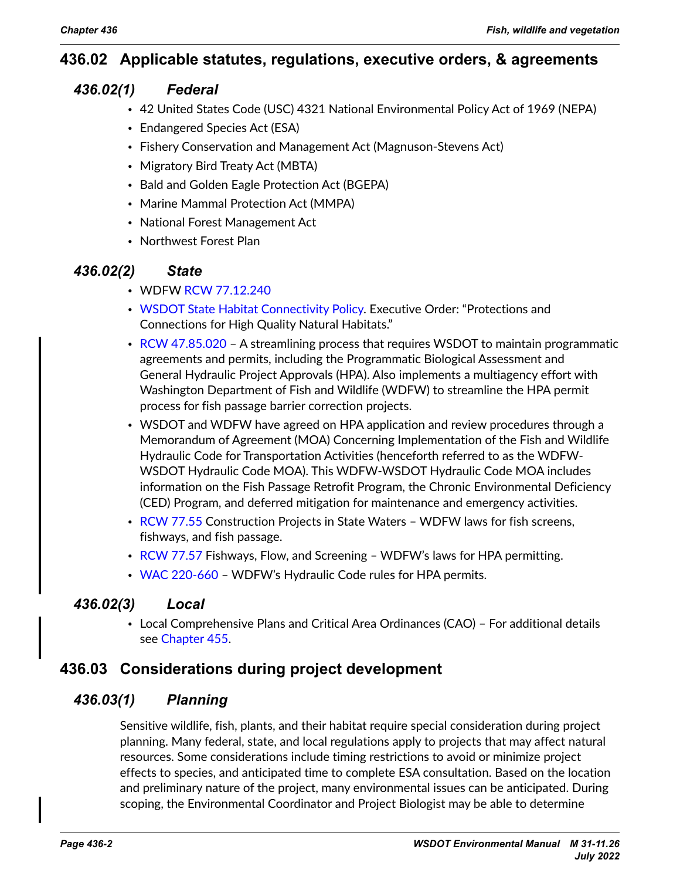## 436.02 Applicable statutes, regulations, executive orders, & agreements

### 436.02(1) Federal

- 42 United States Code (USC) 4321 National Environmental Policy Act of 1969 (NEPA)
- Endangered Species Act (ESA)
- Fishery Conservation and Management Act (Magnuson-Stevens Act)
- Migratory Bird Treaty Act (MBTA)
- Bald and Golden Eagle Protection Act (BGEPA)
- Marine Mammal Protection Act (MMPA)
- National Forest Management Act
- Northwest Forest Plan

### 436.02(2) State

- WDFW RCW 77.12.240
- WSDOT State Habitat Connectivity Policy. Executive Order: "Protections and Connections for High Quality Natural Habitats."
- RCW 47.85.020 – A streamlining process that requires WSDOT to maintain programmatic agreements and permits, including the Programmatic Biological Assessment and General Hydraulic Project Approvals (HPA). Also implements a multiagency effort with Washington Department of Fish and Wildlife (WDFW) to streamline the HPA permit process for fish passage barrier correction projects.
- WSDOT and WDFW have agreed on HPA application and review procedures through a Memorandum of Agreement (MOA) Concerning Implementation of the Fish and Wildlife Hydraulic Code for Transportation Activities (henceforth referred to as the WDFW-WSDOT Hydraulic Code MOA). This WDFW-WSDOT Hydraulic Code MOA includes information on the Fish Passage Retrofit Program, the Chronic Environmental Deficiency (CED) Program, and deferred mitigation for maintenance and emergency activities.
- RCW 77.55 Construction Projects in State Waters – WDFW laws for fish screens, fishways, and fish passage.
- RCW 77.57 Fishways, Flow, and Screening – WDFW's laws for HPA permitting.
- WAC 220-660 – WDFW's Hydraulic Code rules for HPA permits.

### 436.02(3) Local

- Local Comprehensive Plans and Critical Area Ordinances (CAO) – For additional details see Chapter 455.

## 436.03 Considerations during project development

### 436.03(1) Planning

Sensitive wildlife, fish, plants, and their habitat require special consideration during project planning. Many federal, state, and local regulations apply to projects that may affect natural resources. Some considerations include timing restrictions to avoid or minimize project effects to species, and anticipated time to complete ESA consultation. Based on the location and preliminary nature of the project, many environmental issues can be anticipated. During scoping, the Environmental Coordinator and Project Biologist may be able to determine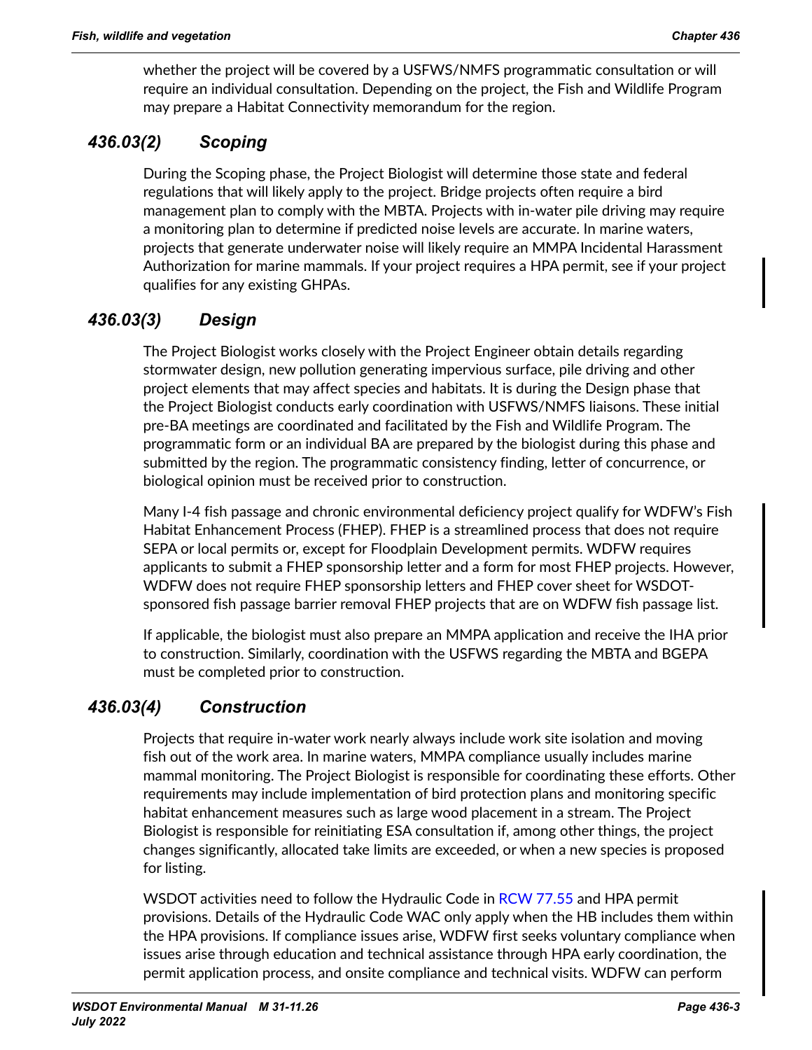whether the project will be covered by a USFWS/NMFS programmatic consultation or will require an individual consultation. Depending on the project, the Fish and Wildlife Program may prepare a Habitat Connectivity memorandum for the region.

### *436.03(2) Scoping*

During the Scoping phase, the Project Biologist will determine those state and federal regulations that will likely apply to the project. Bridge projects often require a bird management plan to comply with the MBTA. Projects with in-water pile driving may require a monitoring plan to determine if predicted noise levels are accurate. In marine waters, projects that generate underwater noise will likely require an MMPA Incidental Harassment Authorization for marine mammals. If your project requires a HPA permit, see if your project qualifies for any existing GHPAs.

### *436.03(3) Design*

The Project Biologist works closely with the Project Engineer obtain details regarding stormwater design, new pollution generating impervious surface, pile driving and other project elements that may affect species and habitats. It is during the Design phase that the Project Biologist conducts early coordination with USFWS/NMFS liaisons. These initial pre-BA meetings are coordinated and facilitated by the Fish and Wildlife Program. The programmatic form or an individual BA are prepared by the biologist during this phase and submitted by the region. The programmatic consistency finding, letter of concurrence, or biological opinion must be received prior to construction.

Many I-4 fish passage and chronic environmental deficiency project qualify for WDFW's Fish Habitat Enhancement Process (FHEP). FHEP is a streamlined process that does not require SEPA or local permits or, except for Floodplain Development permits. WDFW requires applicants to submit a FHEP sponsorship letter and a form for most FHEP projects. However, WDFW does not require FHEP sponsorship letters and FHEP cover sheet for WSDOT-sponsored fish passage barrier removal FHEP projects that are on WDFW fish passage list.

If applicable, the biologist must also prepare an MMPA application and receive the IHA prior to construction. Similarly, coordination with the USFWS regarding the MBTA and BGEPA must be completed prior to construction.

### *436.03(4) Construction*

Projects that require in-water work nearly always include work site isolation and moving fish out of the work area. In marine waters, MMPA compliance usually includes marine mammal monitoring. The Project Biologist is responsible for coordinating these efforts. Other requirements may include implementation of bird protection plans and monitoring specific habitat enhancement measures such as large wood placement in a stream. The Project Biologist is responsible for reinitiating ESA consultation if, among other things, the project changes significantly, allocated take limits are exceeded, or when a new species is proposed for listing.

WSDOT activities need to follow the Hydraulic Code in RCW 77.55 and HPA permit provisions. Details of the Hydraulic Code WAC only apply when the HB includes them within the HPA provisions. If compliance issues arise, WDFW first seeks voluntary compliance when issues arise through education and technical assistance through HPA early coordination, the permit application process, and onsite compliance and technical visits. WDFW can perform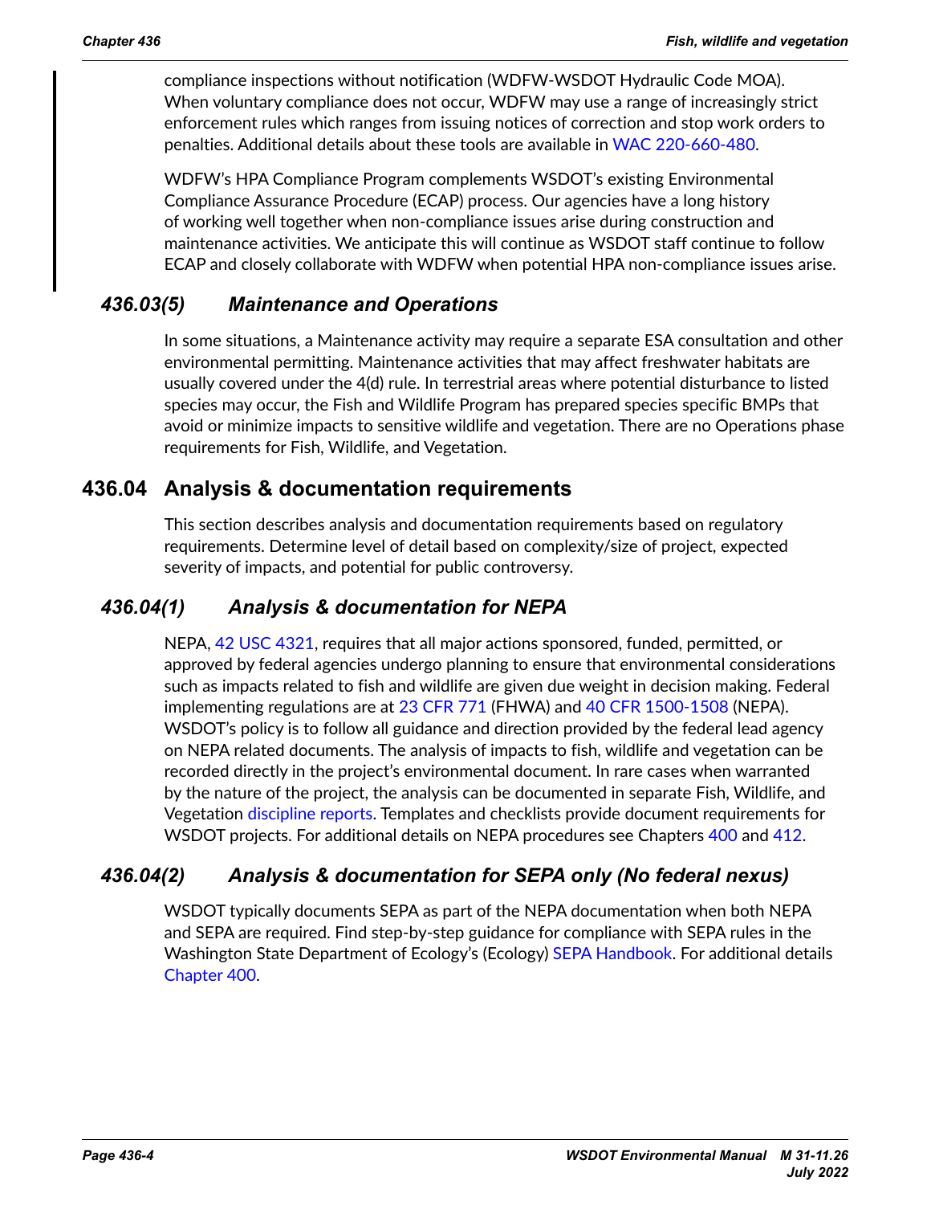compliance inspections without notification (WDFW-WSDOT Hydraulic Code MOA). When voluntary compliance does not occur, WDFW may use a range of increasingly strict enforcement rules which ranges from issuing notices of correction and stop work orders to penalties. Additional details about these tools are available in WAC 220-660-480.

WDFW's HPA Compliance Program complements WSDOT's existing Environmental Compliance Assurance Procedure (ECAP) process. Our agencies have a long history of working well together when non-compliance issues arise during construction and maintenance activities. We anticipate this will continue as WSDOT staff continue to follow ECAP and closely collaborate with WDFW when potential HPA non-compliance issues arise.

### *436.03(5) Maintenance and Operations*

In some situations, a Maintenance activity may require a separate ESA consultation and other environmental permitting. Maintenance activities that may affect freshwater habitats are usually covered under the 4(d) rule. In terrestrial areas where potential disturbance to listed species may occur, the Fish and Wildlife Program has prepared species specific BMPs that avoid or minimize impacts to sensitive wildlife and vegetation. There are no Operations phase requirements for Fish, Wildlife, and Vegetation.

## 436.04 Analysis & documentation requirements

This section describes analysis and documentation requirements based on regulatory requirements. Determine level of detail based on complexity/size of project, expected severity of impacts, and potential for public controversy.

### *436.04(1) Analysis & documentation for NEPA*

NEPA, 42 USC 4321, requires that all major actions sponsored, funded, permitted, or approved by federal agencies undergo planning to ensure that environmental considerations such as impacts related to fish and wildlife are given due weight in decision making. Federal implementing regulations are at 23 CFR 771 (FHWA) and 40 CFR 1500-1508 (NEPA). WSDOT's policy is to follow all guidance and direction provided by the federal lead agency on NEPA related documents. The analysis of impacts to fish, wildlife and vegetation can be recorded directly in the project's environmental document. In rare cases when warranted by the nature of the project, the analysis can be documented in separate Fish, Wildlife, and Vegetation discipline reports. Templates and checklists provide document requirements for WSDOT projects. For additional details on NEPA procedures see Chapters 400 and 412.

### *436.04(2) Analysis & documentation for SEPA only (No federal nexus)*

WSDOT typically documents SEPA as part of the NEPA documentation when both NEPA and SEPA are required. Find step-by-step guidance for compliance with SEPA rules in the Washington State Department of Ecology's (Ecology) SEPA Handbook. For additional details Chapter 400.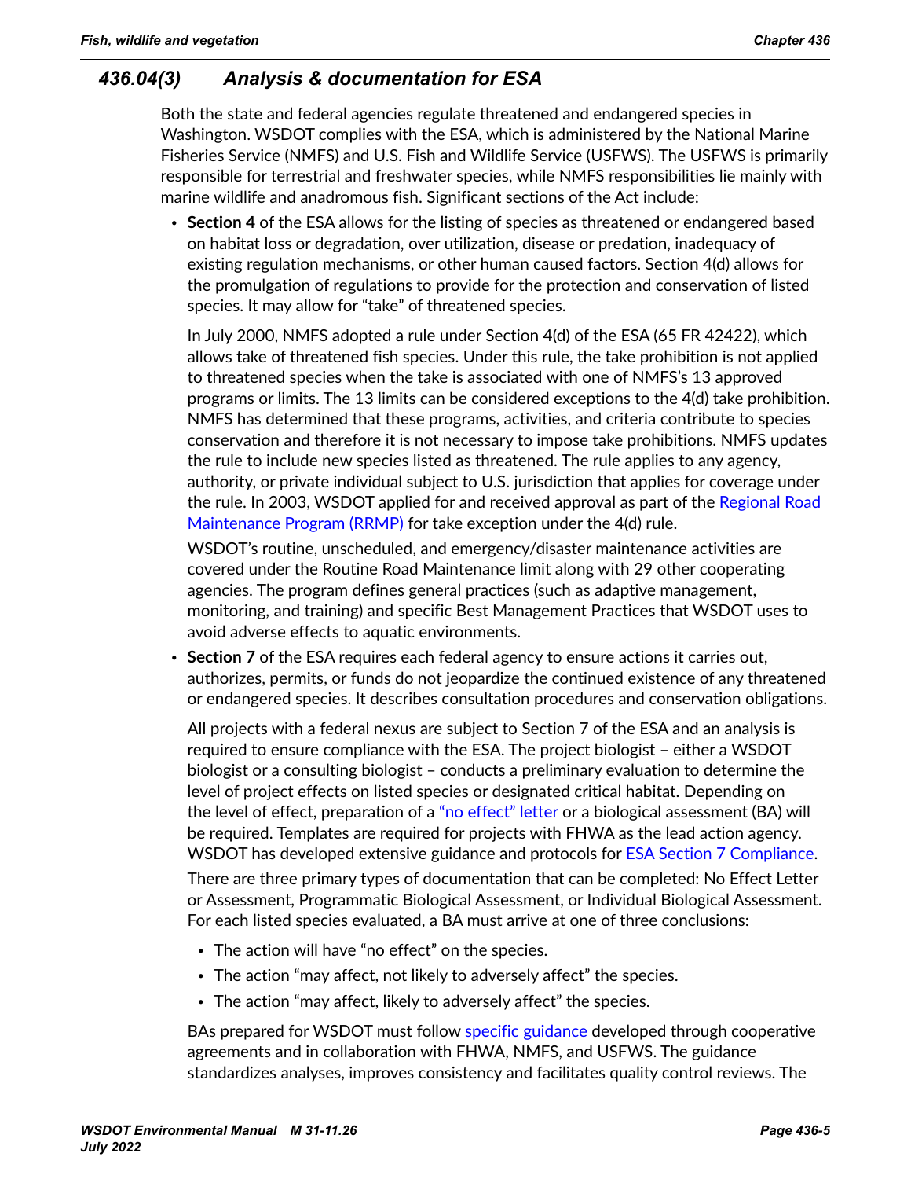### *436.04(3) Analysis & documentation for ESA*

Both the state and federal agencies regulate threatened and endangered species in Washington. WSDOT complies with the ESA, which is administered by the National Marine Fisheries Service (NMFS) and U.S. Fish and Wildlife Service (USFWS). The USFWS is primarily responsible for terrestrial and freshwater species, while NMFS responsibilities lie mainly with marine wildlife and anadromous fish. Significant sections of the Act include:

- **Section 4** of the ESA allows for the listing of species as threatened or endangered based on habitat loss or degradation, over utilization, disease or predation, inadequacy of existing regulation mechanisms, or other human caused factors. Section 4(d) allows for the promulgation of regulations to provide for the protection and conservation of listed species. It may allow for "take" of threatened species.

  In July 2000, NMFS adopted a rule under Section 4(d) of the ESA (65 FR 42422), which allows take of threatened fish species. Under this rule, the take prohibition is not applied to threatened species when the take is associated with one of NMFS's 13 approved programs or limits. The 13 limits can be considered exceptions to the 4(d) take prohibition. NMFS has determined that these programs, activities, and criteria contribute to species conservation and therefore it is not necessary to impose take prohibitions. NMFS updates the rule to include new species listed as threatened. The rule applies to any agency, authority, or private individual subject to U.S. jurisdiction that applies for coverage under the rule. In 2003, WSDOT applied for and received approval as part of the Regional Road Maintenance Program (RRMP) for take exception under the 4(d) rule.

  WSDOT's routine, unscheduled, and emergency/disaster maintenance activities are covered under the Routine Road Maintenance limit along with 29 other cooperating agencies. The program defines general practices (such as adaptive management, monitoring, and training) and specific Best Management Practices that WSDOT uses to avoid adverse effects to aquatic environments.

- **Section 7** of the ESA requires each federal agency to ensure actions it carries out, authorizes, permits, or funds do not jeopardize the continued existence of any threatened or endangered species. It describes consultation procedures and conservation obligations.

  All projects with a federal nexus are subject to Section 7 of the ESA and an analysis is required to ensure compliance with the ESA. The project biologist – either a WSDOT biologist or a consulting biologist – conducts a preliminary evaluation to determine the level of project effects on listed species or designated critical habitat. Depending on the level of effect, preparation of a "no effect" letter or a biological assessment (BA) will be required. Templates are required for projects with FHWA as the lead action agency. WSDOT has developed extensive guidance and protocols for ESA Section 7 Compliance.

  There are three primary types of documentation that can be completed: No Effect Letter or Assessment, Programmatic Biological Assessment, or Individual Biological Assessment. For each listed species evaluated, a BA must arrive at one of three conclusions:

  - The action will have "no effect" on the species.
  - The action "may affect, not likely to adversely affect" the species.
  - The action "may affect, likely to adversely affect" the species.

  BAs prepared for WSDOT must follow specific guidance developed through cooperative agreements and in collaboration with FHWA, NMFS, and USFWS. The guidance standardizes analyses, improves consistency and facilitates quality control reviews. The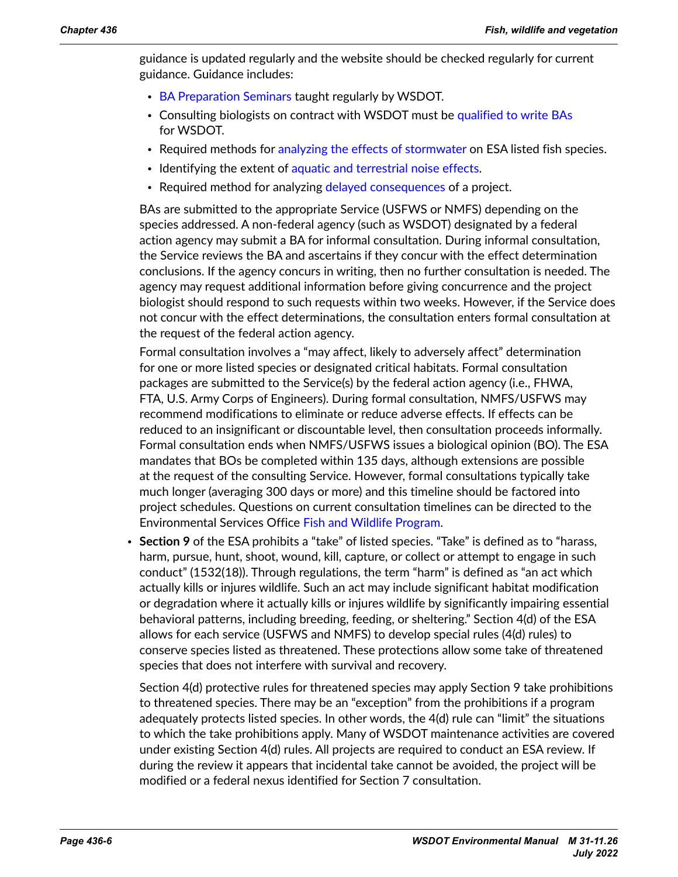guidance is updated regularly and the website should be checked regularly for current guidance. Guidance includes:

- BA Preparation Seminars taught regularly by WSDOT.
- Consulting biologists on contract with WSDOT must be qualified to write BAs for WSDOT.
- Required methods for analyzing the effects of stormwater on ESA listed fish species.
- Identifying the extent of aquatic and terrestrial noise effects.
- Required method for analyzing delayed consequences of a project.

BAs are submitted to the appropriate Service (USFWS or NMFS) depending on the species addressed. A non-federal agency (such as WSDOT) designated by a federal action agency may submit a BA for informal consultation. During informal consultation, the Service reviews the BA and ascertains if they concur with the effect determination conclusions. If the agency concurs in writing, then no further consultation is needed. The agency may request additional information before giving concurrence and the project biologist should respond to such requests within two weeks. However, if the Service does not concur with the effect determinations, the consultation enters formal consultation at the request of the federal action agency.

Formal consultation involves a "may affect, likely to adversely affect" determination for one or more listed species or designated critical habitats. Formal consultation packages are submitted to the Service(s) by the federal action agency (i.e., FHWA, FTA, U.S. Army Corps of Engineers). During formal consultation, NMFS/USFWS may recommend modifications to eliminate or reduce adverse effects. If effects can be reduced to an insignificant or discountable level, then consultation proceeds informally. Formal consultation ends when NMFS/USFWS issues a biological opinion (BO). The ESA mandates that BOs be completed within 135 days, although extensions are possible at the request of the consulting Service. However, formal consultations typically take much longer (averaging 300 days or more) and this timeline should be factored into project schedules. Questions on current consultation timelines can be directed to the Environmental Services Office Fish and Wildlife Program.

- **Section 9** of the ESA prohibits a "take" of listed species. "Take" is defined as to "harass, harm, pursue, hunt, shoot, wound, kill, capture, or collect or attempt to engage in such conduct" (1532(18)). Through regulations, the term "harm" is defined as "an act which actually kills or injures wildlife. Such an act may include significant habitat modification or degradation where it actually kills or injures wildlife by significantly impairing essential behavioral patterns, including breeding, feeding, or sheltering." Section 4(d) of the ESA allows for each service (USFWS and NMFS) to develop special rules (4(d) rules) to conserve species listed as threatened. These protections allow some take of threatened species that does not interfere with survival and recovery.

  Section 4(d) protective rules for threatened species may apply Section 9 take prohibitions to threatened species. There may be an "exception" from the prohibitions if a program adequately protects listed species. In other words, the 4(d) rule can "limit" the situations to which the take prohibitions apply. Many of WSDOT maintenance activities are covered under existing Section 4(d) rules. All projects are required to conduct an ESA review. If during the review it appears that incidental take cannot be avoided, the project will be modified or a federal nexus identified for Section 7 consultation.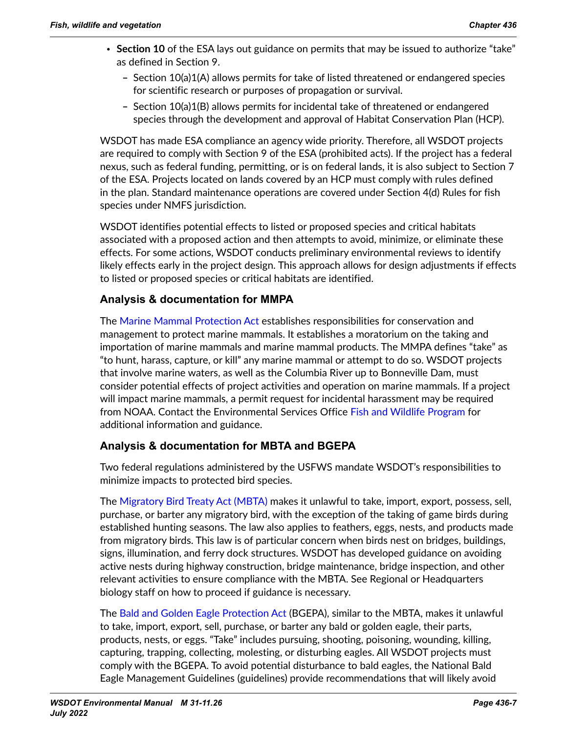- **Section 10** of the ESA lays out guidance on permits that may be issued to authorize "take" as defined in Section 9.
  - Section 10(a)1(A) allows permits for take of listed threatened or endangered species for scientific research or purposes of propagation or survival.
  - Section 10(a)1(B) allows permits for incidental take of threatened or endangered species through the development and approval of Habitat Conservation Plan (HCP).

WSDOT has made ESA compliance an agency wide priority. Therefore, all WSDOT projects are required to comply with Section 9 of the ESA (prohibited acts). If the project has a federal nexus, such as federal funding, permitting, or is on federal lands, it is also subject to Section 7 of the ESA. Projects located on lands covered by an HCP must comply with rules defined in the plan. Standard maintenance operations are covered under Section 4(d) Rules for fish species under NMFS jurisdiction.

WSDOT identifies potential effects to listed or proposed species and critical habitats associated with a proposed action and then attempts to avoid, minimize, or eliminate these effects. For some actions, WSDOT conducts preliminary environmental reviews to identify likely effects early in the project design. This approach allows for design adjustments if effects to listed or proposed species or critical habitats are identified.

### Analysis & documentation for MMPA

The Marine Mammal Protection Act establishes responsibilities for conservation and management to protect marine mammals. It establishes a moratorium on the taking and importation of marine mammals and marine mammal products. The MMPA defines "take" as "to hunt, harass, capture, or kill" any marine mammal or attempt to do so. WSDOT projects that involve marine waters, as well as the Columbia River up to Bonneville Dam, must consider potential effects of project activities and operation on marine mammals. If a project will impact marine mammals, a permit request for incidental harassment may be required from NOAA. Contact the Environmental Services Office Fish and Wildlife Program for additional information and guidance.

### Analysis & documentation for MBTA and BGEPA

Two federal regulations administered by the USFWS mandate WSDOT's responsibilities to minimize impacts to protected bird species.

The Migratory Bird Treaty Act (MBTA) makes it unlawful to take, import, export, possess, sell, purchase, or barter any migratory bird, with the exception of the taking of game birds during established hunting seasons. The law also applies to feathers, eggs, nests, and products made from migratory birds. This law is of particular concern when birds nest on bridges, buildings, signs, illumination, and ferry dock structures. WSDOT has developed guidance on avoiding active nests during highway construction, bridge maintenance, bridge inspection, and other relevant activities to ensure compliance with the MBTA. See Regional or Headquarters biology staff on how to proceed if guidance is necessary.

The Bald and Golden Eagle Protection Act (BGEPA), similar to the MBTA, makes it unlawful to take, import, export, sell, purchase, or barter any bald or golden eagle, their parts, products, nests, or eggs. "Take" includes pursuing, shooting, poisoning, wounding, killing, capturing, trapping, collecting, molesting, or disturbing eagles. All WSDOT projects must comply with the BGEPA. To avoid potential disturbance to bald eagles, the National Bald Eagle Management Guidelines (guidelines) provide recommendations that will likely avoid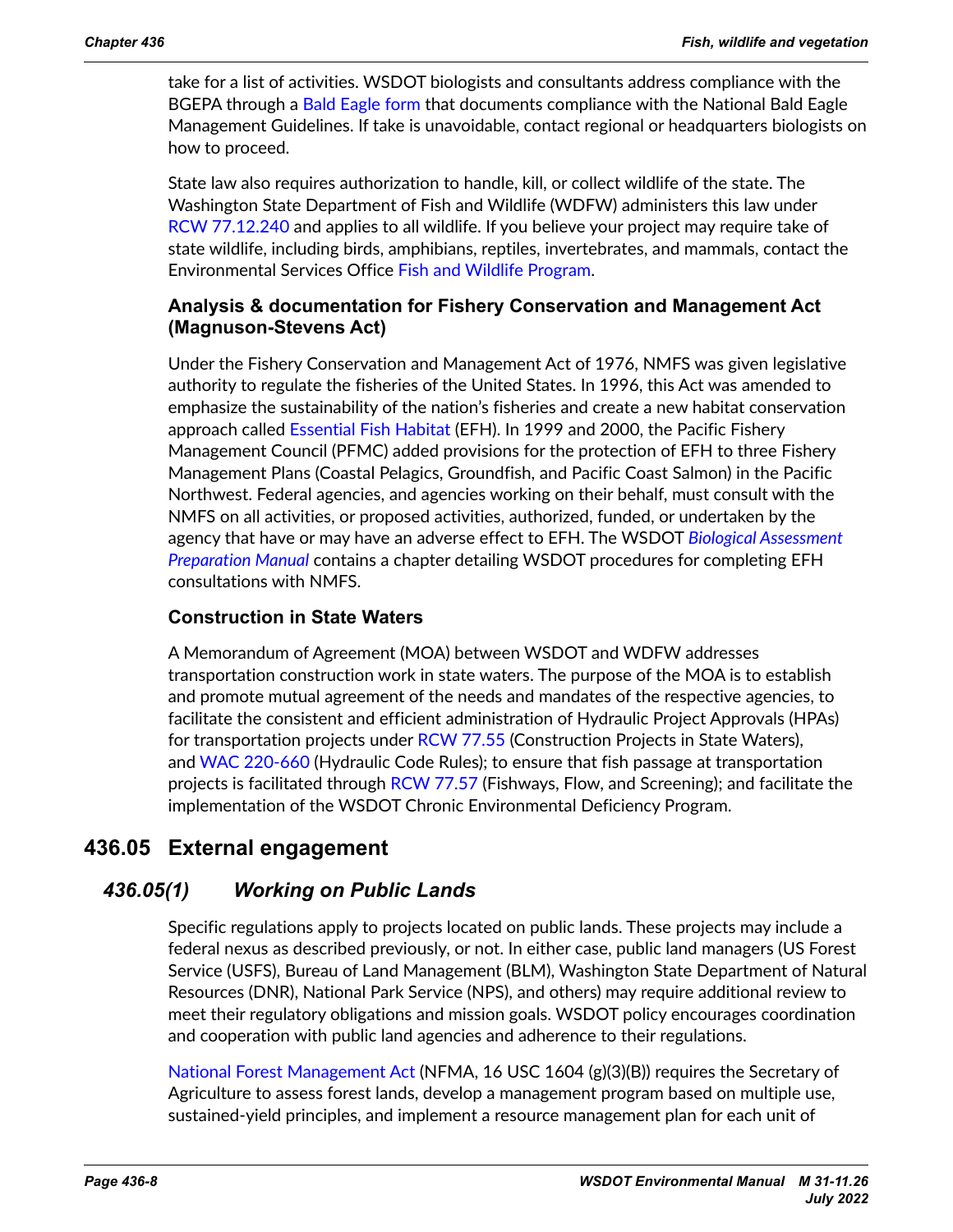take for a list of activities. WSDOT biologists and consultants address compliance with the BGEPA through a Bald Eagle form that documents compliance with the National Bald Eagle Management Guidelines. If take is unavoidable, contact regional or headquarters biologists on how to proceed.

State law also requires authorization to handle, kill, or collect wildlife of the state. The Washington State Department of Fish and Wildlife (WDFW) administers this law under RCW 77.12.240 and applies to all wildlife. If you believe your project may require take of state wildlife, including birds, amphibians, reptiles, invertebrates, and mammals, contact the Environmental Services Office Fish and Wildlife Program.

### Analysis & documentation for Fishery Conservation and Management Act (Magnuson-Stevens Act)

Under the Fishery Conservation and Management Act of 1976, NMFS was given legislative authority to regulate the fisheries of the United States. In 1996, this Act was amended to emphasize the sustainability of the nation's fisheries and create a new habitat conservation approach called Essential Fish Habitat (EFH). In 1999 and 2000, the Pacific Fishery Management Council (PFMC) added provisions for the protection of EFH to three Fishery Management Plans (Coastal Pelagics, Groundfish, and Pacific Coast Salmon) in the Pacific Northwest. Federal agencies, and agencies working on their behalf, must consult with the NMFS on all activities, or proposed activities, authorized, funded, or undertaken by the agency that have or may have an adverse effect to EFH. The WSDOT *Biological Assessment Preparation Manual* contains a chapter detailing WSDOT procedures for completing EFH consultations with NMFS.

### Construction in State Waters

A Memorandum of Agreement (MOA) between WSDOT and WDFW addresses transportation construction work in state waters. The purpose of the MOA is to establish and promote mutual agreement of the needs and mandates of the respective agencies, to facilitate the consistent and efficient administration of Hydraulic Project Approvals (HPAs) for transportation projects under RCW 77.55 (Construction Projects in State Waters), and WAC 220-660 (Hydraulic Code Rules); to ensure that fish passage at transportation projects is facilitated through RCW 77.57 (Fishways, Flow, and Screening); and facilitate the implementation of the WSDOT Chronic Environmental Deficiency Program.

## 436.05 External engagement

### *436.05(1) Working on Public Lands*

Specific regulations apply to projects located on public lands. These projects may include a federal nexus as described previously, or not. In either case, public land managers (US Forest Service (USFS), Bureau of Land Management (BLM), Washington State Department of Natural Resources (DNR), National Park Service (NPS), and others) may require additional review to meet their regulatory obligations and mission goals. WSDOT policy encourages coordination and cooperation with public land agencies and adherence to their regulations.

National Forest Management Act (NFMA, 16 USC 1604 (g)(3)(B)) requires the Secretary of Agriculture to assess forest lands, develop a management program based on multiple use, sustained-yield principles, and implement a resource management plan for each unit of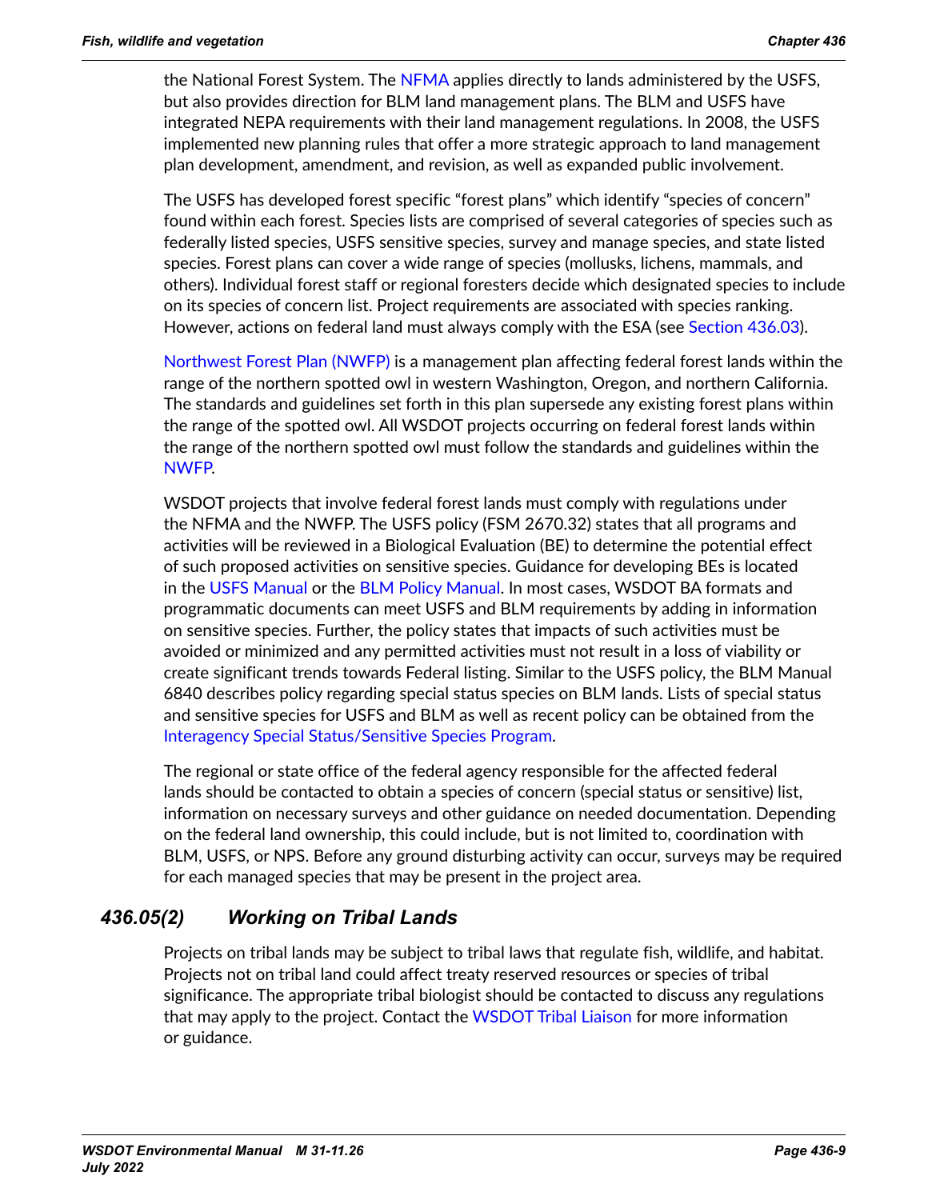the National Forest System. The NFMA applies directly to lands administered by the USFS, but also provides direction for BLM land management plans. The BLM and USFS have integrated NEPA requirements with their land management regulations. In 2008, the USFS implemented new planning rules that offer a more strategic approach to land management plan development, amendment, and revision, as well as expanded public involvement.

The USFS has developed forest specific "forest plans" which identify "species of concern" found within each forest. Species lists are comprised of several categories of species such as federally listed species, USFS sensitive species, survey and manage species, and state listed species. Forest plans can cover a wide range of species (mollusks, lichens, mammals, and others). Individual forest staff or regional foresters decide which designated species to include on its species of concern list. Project requirements are associated with species ranking. However, actions on federal land must always comply with the ESA (see Section 436.03).

Northwest Forest Plan (NWFP) is a management plan affecting federal forest lands within the range of the northern spotted owl in western Washington, Oregon, and northern California. The standards and guidelines set forth in this plan supersede any existing forest plans within the range of the spotted owl. All WSDOT projects occurring on federal forest lands within the range of the northern spotted owl must follow the standards and guidelines within the NWFP.

WSDOT projects that involve federal forest lands must comply with regulations under the NFMA and the NWFP. The USFS policy (FSM 2670.32) states that all programs and activities will be reviewed in a Biological Evaluation (BE) to determine the potential effect of such proposed activities on sensitive species. Guidance for developing BEs is located in the USFS Manual or the BLM Policy Manual. In most cases, WSDOT BA formats and programmatic documents can meet USFS and BLM requirements by adding in information on sensitive species. Further, the policy states that impacts of such activities must be avoided or minimized and any permitted activities must not result in a loss of viability or create significant trends towards Federal listing. Similar to the USFS policy, the BLM Manual 6840 describes policy regarding special status species on BLM lands. Lists of special status and sensitive species for USFS and BLM as well as recent policy can be obtained from the Interagency Special Status/Sensitive Species Program.

The regional or state office of the federal agency responsible for the affected federal lands should be contacted to obtain a species of concern (special status or sensitive) list, information on necessary surveys and other guidance on needed documentation. Depending on the federal land ownership, this could include, but is not limited to, coordination with BLM, USFS, or NPS. Before any ground disturbing activity can occur, surveys may be required for each managed species that may be present in the project area.

### *436.05(2) Working on Tribal Lands*

Projects on tribal lands may be subject to tribal laws that regulate fish, wildlife, and habitat. Projects not on tribal land could affect treaty reserved resources or species of tribal significance. The appropriate tribal biologist should be contacted to discuss any regulations that may apply to the project. Contact the WSDOT Tribal Liaison for more information or guidance.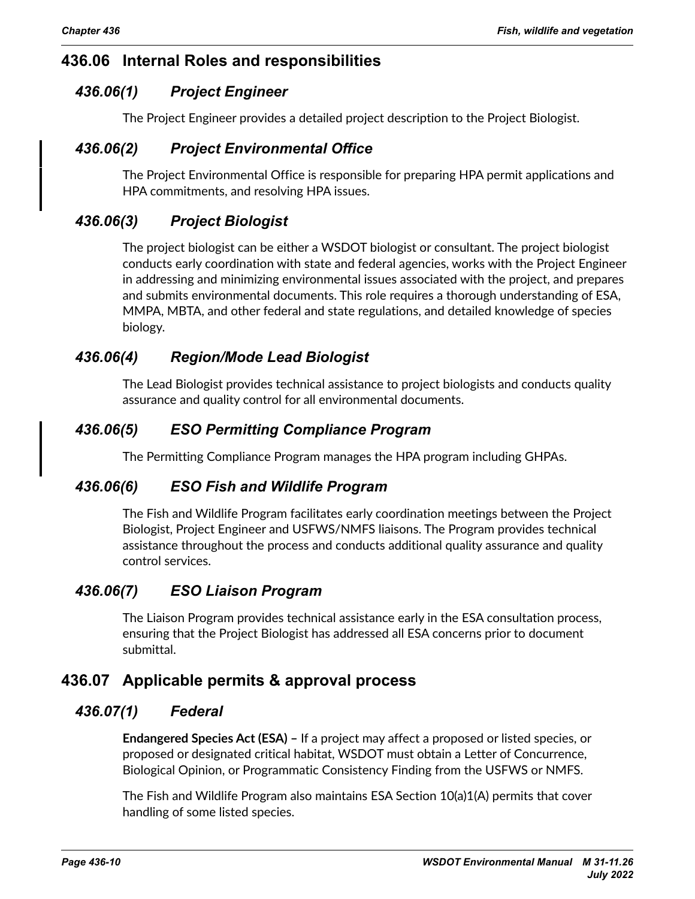## 436.06 Internal Roles and responsibilities

### *436.06(1) Project Engineer*

The Project Engineer provides a detailed project description to the Project Biologist.

### *436.06(2) Project Environmental Office*

The Project Environmental Office is responsible for preparing HPA permit applications and HPA commitments, and resolving HPA issues.

### *436.06(3) Project Biologist*

The project biologist can be either a WSDOT biologist or consultant. The project biologist conducts early coordination with state and federal agencies, works with the Project Engineer in addressing and minimizing environmental issues associated with the project, and prepares and submits environmental documents. This role requires a thorough understanding of ESA, MMPA, MBTA, and other federal and state regulations, and detailed knowledge of species biology.

### *436.06(4) Region/Mode Lead Biologist*

The Lead Biologist provides technical assistance to project biologists and conducts quality assurance and quality control for all environmental documents.

### *436.06(5) ESO Permitting Compliance Program*

The Permitting Compliance Program manages the HPA program including GHPAs.

### *436.06(6) ESO Fish and Wildlife Program*

The Fish and Wildlife Program facilitates early coordination meetings between the Project Biologist, Project Engineer and USFWS/NMFS liaisons. The Program provides technical assistance throughout the process and conducts additional quality assurance and quality control services.

### *436.06(7) ESO Liaison Program*

The Liaison Program provides technical assistance early in the ESA consultation process, ensuring that the Project Biologist has addressed all ESA concerns prior to document submittal.

## 436.07 Applicable permits & approval process

### *436.07(1) Federal*

**Endangered Species Act (ESA) –** If a project may affect a proposed or listed species, or proposed or designated critical habitat, WSDOT must obtain a Letter of Concurrence, Biological Opinion, or Programmatic Consistency Finding from the USFWS or NMFS.

The Fish and Wildlife Program also maintains ESA Section 10(a)1(A) permits that cover handling of some listed species.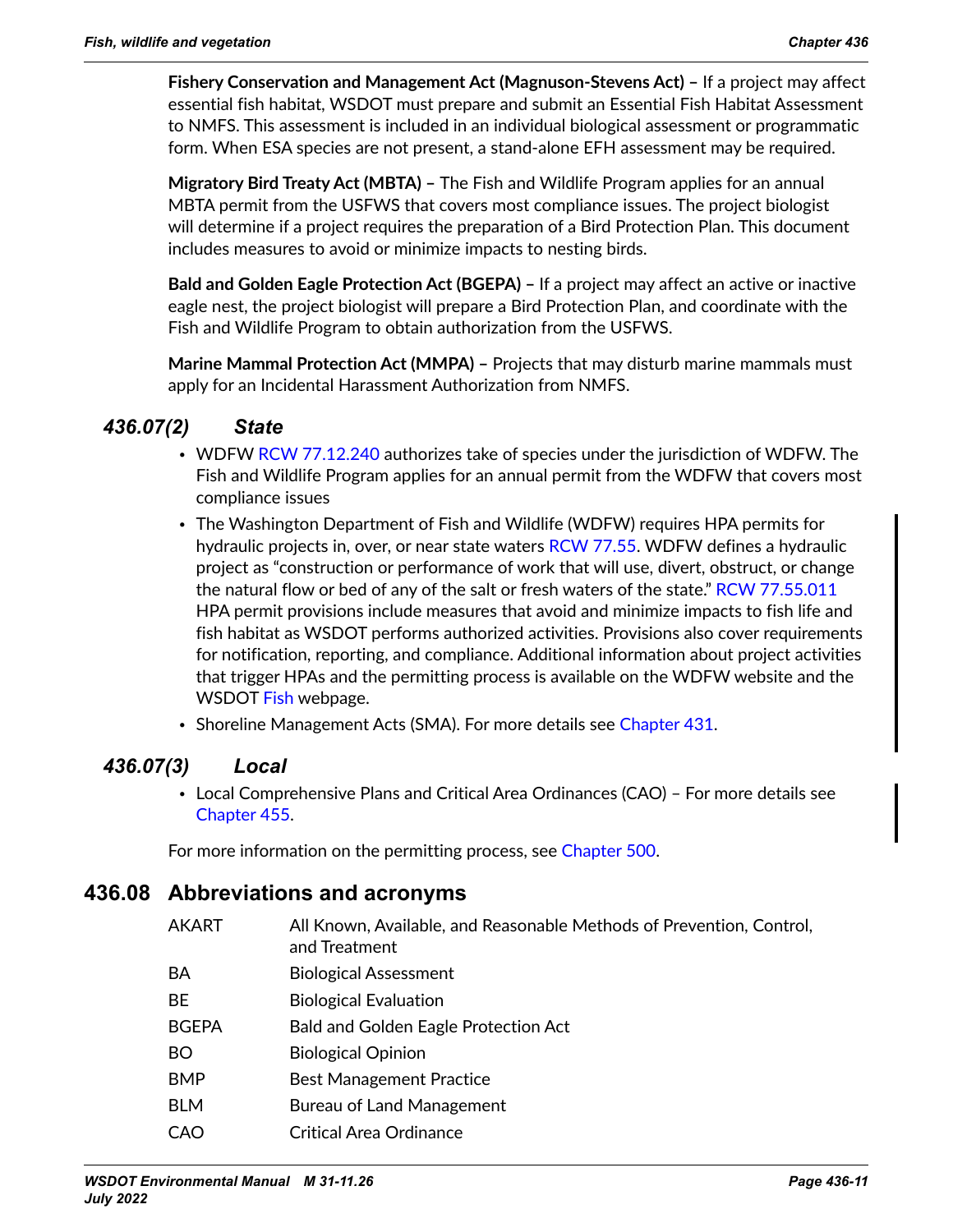**Fishery Conservation and Management Act (Magnuson-Stevens Act) –** If a project may affect essential fish habitat, WSDOT must prepare and submit an Essential Fish Habitat Assessment to NMFS. This assessment is included in an individual biological assessment or programmatic form. When ESA species are not present, a stand-alone EFH assessment may be required.

**Migratory Bird Treaty Act (MBTA) –** The Fish and Wildlife Program applies for an annual MBTA permit from the USFWS that covers most compliance issues. The project biologist will determine if a project requires the preparation of a Bird Protection Plan. This document includes measures to avoid or minimize impacts to nesting birds.

**Bald and Golden Eagle Protection Act (BGEPA) –** If a project may affect an active or inactive eagle nest, the project biologist will prepare a Bird Protection Plan, and coordinate with the Fish and Wildlife Program to obtain authorization from the USFWS.

**Marine Mammal Protection Act (MMPA) –** Projects that may disturb marine mammals must apply for an Incidental Harassment Authorization from NMFS.

### *436.07(2) State*

- WDFW RCW 77.12.240 authorizes take of species under the jurisdiction of WDFW. The Fish and Wildlife Program applies for an annual permit from the WDFW that covers most compliance issues
- The Washington Department of Fish and Wildlife (WDFW) requires HPA permits for hydraulic projects in, over, or near state waters RCW 77.55. WDFW defines a hydraulic project as "construction or performance of work that will use, divert, obstruct, or change the natural flow or bed of any of the salt or fresh waters of the state." RCW 77.55.011 HPA permit provisions include measures that avoid and minimize impacts to fish life and fish habitat as WSDOT performs authorized activities. Provisions also cover requirements for notification, reporting, and compliance. Additional information about project activities that trigger HPAs and the permitting process is available on the WDFW website and the WSDOT Fish webpage.
- Shoreline Management Acts (SMA). For more details see Chapter 431.

### *436.07(3) Local*

- Local Comprehensive Plans and Critical Area Ordinances (CAO) – For more details see Chapter 455.

For more information on the permitting process, see Chapter 500.

## 436.08 Abbreviations and acronyms

| | |
|---|---|
| AKART | All Known, Available, and Reasonable Methods of Prevention, Control, and Treatment |
| BA | Biological Assessment |
| BE | Biological Evaluation |
| BGEPA | Bald and Golden Eagle Protection Act |
| BO | Biological Opinion |
| BMP | Best Management Practice |
| BLM | Bureau of Land Management |
| CAO | Critical Area Ordinance |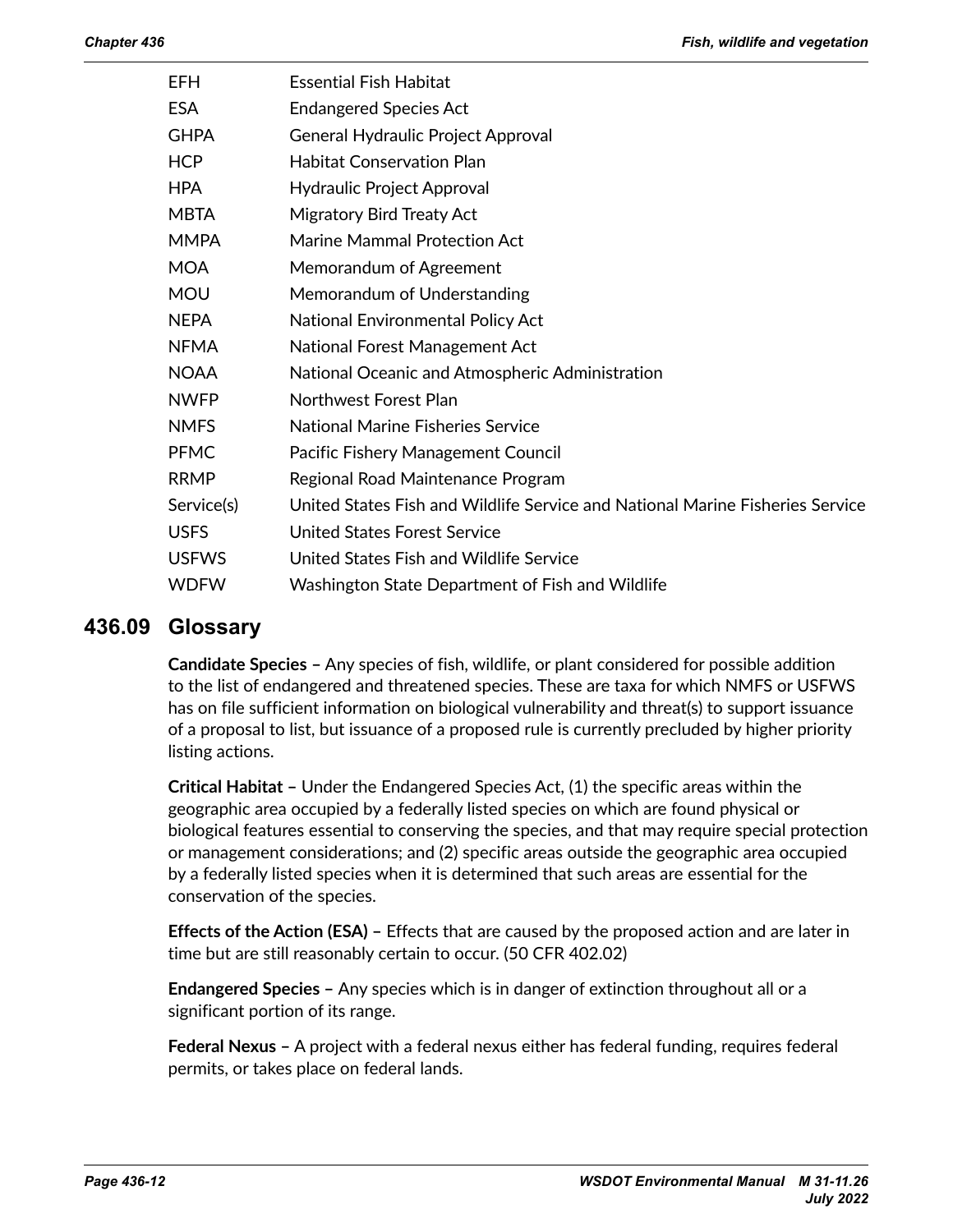| | |
|---|---|
| EFH | Essential Fish Habitat |
| ESA | Endangered Species Act |
| GHPA | General Hydraulic Project Approval |
| HCP | Habitat Conservation Plan |
| HPA | Hydraulic Project Approval |
| MBTA | Migratory Bird Treaty Act |
| MMPA | Marine Mammal Protection Act |
| MOA | Memorandum of Agreement |
| MOU | Memorandum of Understanding |
| NEPA | National Environmental Policy Act |
| NFMA | National Forest Management Act |
| NOAA | National Oceanic and Atmospheric Administration |
| NWFP | Northwest Forest Plan |
| NMFS | National Marine Fisheries Service |
| PFMC | Pacific Fishery Management Council |
| RRMP | Regional Road Maintenance Program |
| Service(s) | United States Fish and Wildlife Service and National Marine Fisheries Service |
| USFS | United States Forest Service |
| USFWS | United States Fish and Wildlife Service |
| WDFW | Washington State Department of Fish and Wildlife |

## 436.09 Glossary

**Candidate Species –** Any species of fish, wildlife, or plant considered for possible addition to the list of endangered and threatened species. These are taxa for which NMFS or USFWS has on file sufficient information on biological vulnerability and threat(s) to support issuance of a proposal to list, but issuance of a proposed rule is currently precluded by higher priority listing actions.

**Critical Habitat –** Under the Endangered Species Act, (1) the specific areas within the geographic area occupied by a federally listed species on which are found physical or biological features essential to conserving the species, and that may require special protection or management considerations; and (2) specific areas outside the geographic area occupied by a federally listed species when it is determined that such areas are essential for the conservation of the species.

**Effects of the Action (ESA) –** Effects that are caused by the proposed action and are later in time but are still reasonably certain to occur. (50 CFR 402.02)

**Endangered Species –** Any species which is in danger of extinction throughout all or a significant portion of its range.

**Federal Nexus –** A project with a federal nexus either has federal funding, requires federal permits, or takes place on federal lands.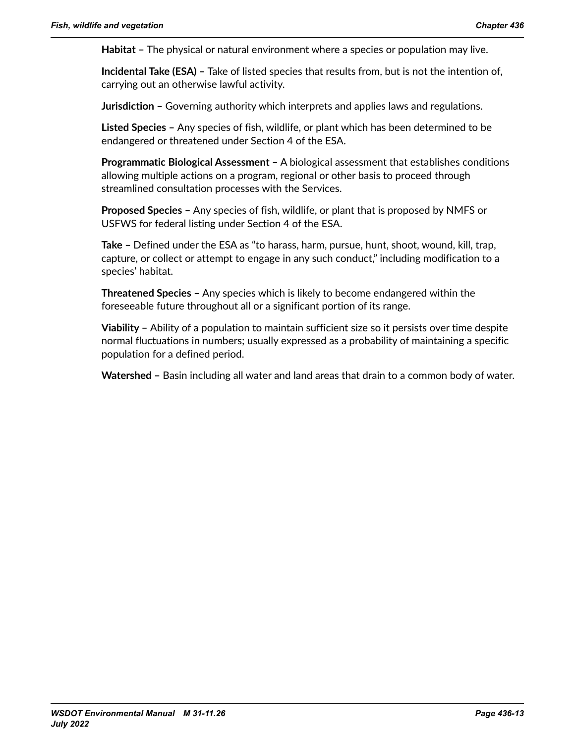**Habitat –** The physical or natural environment where a species or population may live.

**Incidental Take (ESA) –** Take of listed species that results from, but is not the intention of, carrying out an otherwise lawful activity.

**Jurisdiction –** Governing authority which interprets and applies laws and regulations.

**Listed Species –** Any species of fish, wildlife, or plant which has been determined to be endangered or threatened under Section 4 of the ESA.

**Programmatic Biological Assessment –** A biological assessment that establishes conditions allowing multiple actions on a program, regional or other basis to proceed through streamlined consultation processes with the Services.

**Proposed Species –** Any species of fish, wildlife, or plant that is proposed by NMFS or USFWS for federal listing under Section 4 of the ESA.

**Take –** Defined under the ESA as "to harass, harm, pursue, hunt, shoot, wound, kill, trap, capture, or collect or attempt to engage in any such conduct," including modification to a species' habitat.

**Threatened Species –** Any species which is likely to become endangered within the foreseeable future throughout all or a significant portion of its range.

**Viability –** Ability of a population to maintain sufficient size so it persists over time despite normal fluctuations in numbers; usually expressed as a probability of maintaining a specific population for a defined period.

**Watershed –** Basin including all water and land areas that drain to a common body of water.